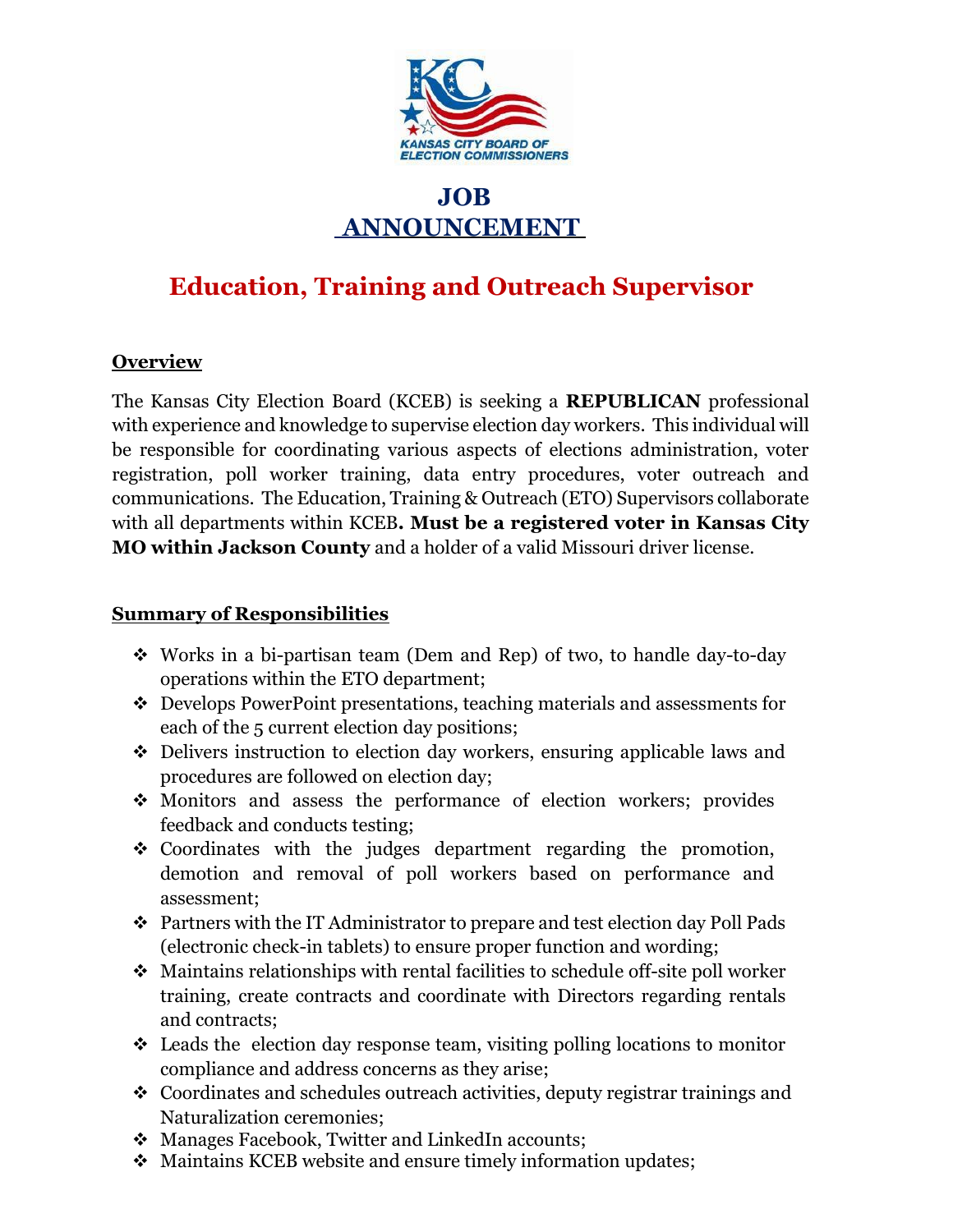KANSAS CITY BOARD OF ELECTION COMMISSIONERS

# JOB ANNOUNCEMENT

## Education, Training and Outreach Supervisor

### Overview

The Kansas City Election Board (KCEB) is seeking a **REPUBLICAN** professional with experience and knowledge to supervise election day workers. This individual will be responsible for coordinating various aspects of elections administration, voter registration, poll worker training, data entry procedures, voter outreach and communications. The Education, Training & Outreach (ETO) Supervisors collaborate with all departments within KCEB**. Must be a registered voter in Kansas City MO within Jackson County** and a holder of a valid Missouri driver license.

### Summary of Responsibilities

- Works in a bi-partisan team (Dem and Rep) of two, to handle day-to-day operations within the ETO department;
- Develops PowerPoint presentations, teaching materials and assessments for each of the 5 current election day positions;
- Delivers instruction to election day workers, ensuring applicable laws and procedures are followed on election day;
- Monitors and assess the performance of election workers; provides feedback and conducts testing;
- Coordinates with the judges department regarding the promotion, demotion and removal of poll workers based on performance and assessment;
- Partners with the IT Administrator to prepare and test election day Poll Pads (electronic check-in tablets) to ensure proper function and wording;
- Maintains relationships with rental facilities to schedule off-site poll worker training, create contracts and coordinate with Directors regarding rentals and contracts;
- Leads the election day response team, visiting polling locations to monitor compliance and address concerns as they arise;
- Coordinates and schedules outreach activities, deputy registrar trainings and Naturalization ceremonies;
- Manages Facebook, Twitter and LinkedIn accounts;
- Maintains KCEB website and ensure timely information updates;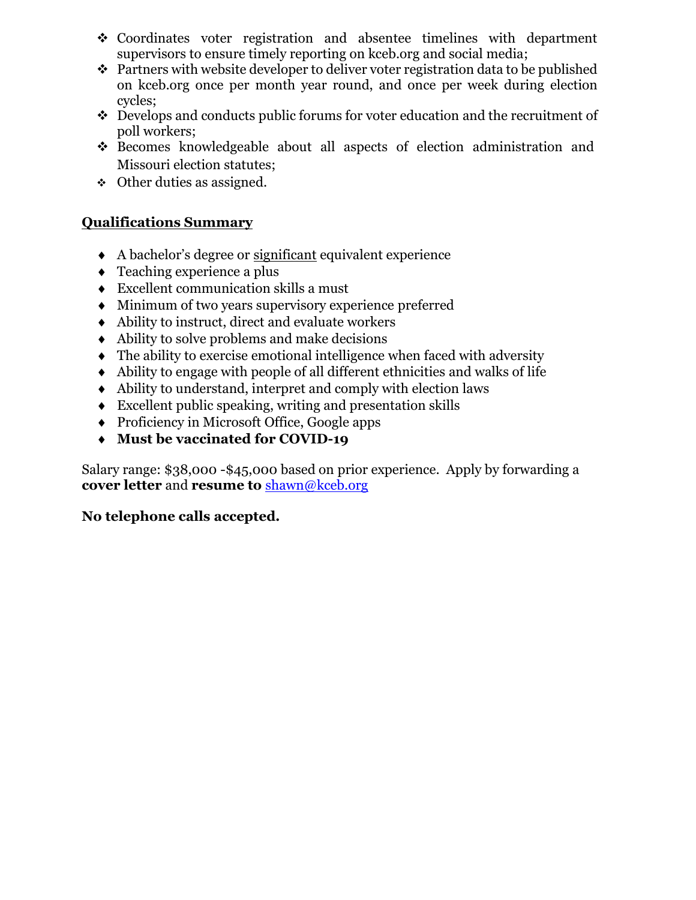- Coordinates voter registration and absentee timelines with department supervisors to ensure timely reporting on kceb.org and social media;
- Partners with website developer to deliver voter registration data to be published on kceb.org once per month year round, and once per week during election cycles;
- Develops and conducts public forums for voter education and the recruitment of poll workers;
- Becomes knowledgeable about all aspects of election administration and Missouri election statutes;
- Other duties as assigned.

## Qualifications Summary

- A bachelor's degree or significant equivalent experience
- Teaching experience a plus
- Excellent communication skills a must
- Minimum of two years supervisory experience preferred
- Ability to instruct, direct and evaluate workers
- Ability to solve problems and make decisions
- The ability to exercise emotional intelligence when faced with adversity
- Ability to engage with people of all different ethnicities and walks of life
- Ability to understand, interpret and comply with election laws
- Excellent public speaking, writing and presentation skills
- Proficiency in Microsoft Office, Google apps
- **Must be vaccinated for COVID-19**

Salary range: $38,000 -$45,000 based on prior experience. Apply by forwarding a **cover letter** and **resume to** shawn@kceb.org

**No telephone calls accepted.**